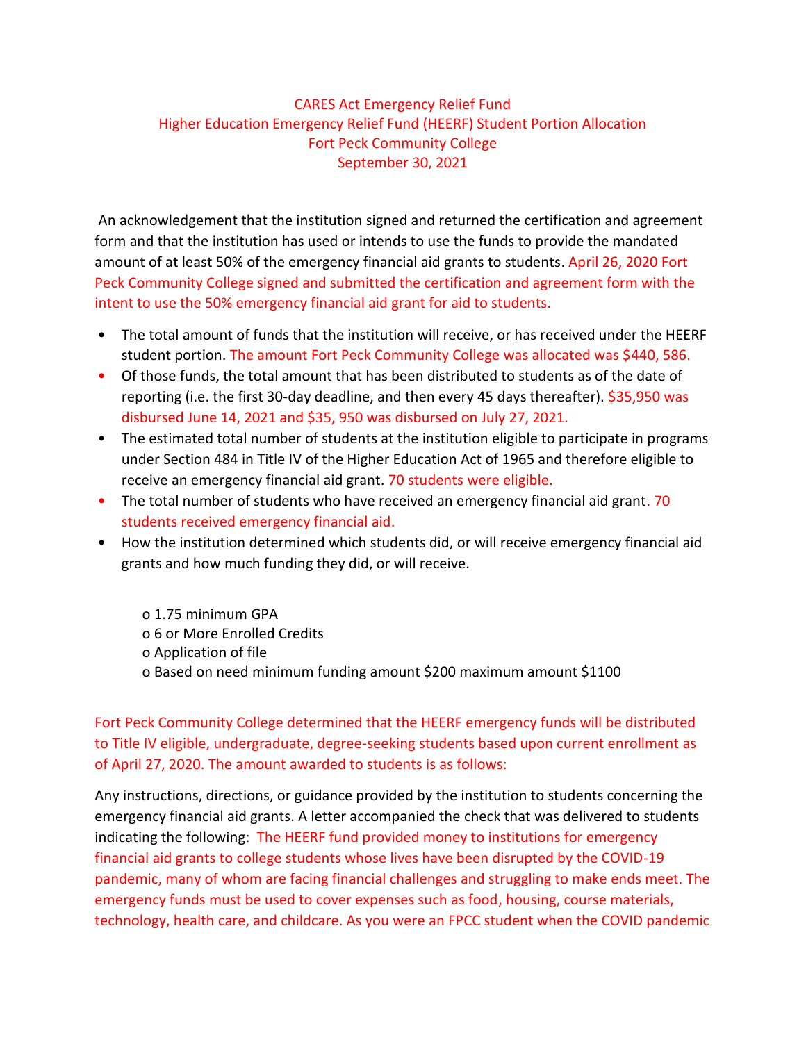CARES Act Emergency Relief Fund
Higher Education Emergency Relief Fund (HEERF) Student Portion Allocation
Fort Peck Community College
September 30, 2021

An acknowledgement that the institution signed and returned the certification and agreement form and that the institution has used or intends to use the funds to provide the mandated amount of at least 50% of the emergency financial aid grants to students. April 26, 2020 Fort Peck Community College signed and submitted the certification and agreement form with the intent to use the 50% emergency financial aid grant for aid to students.

- The total amount of funds that the institution will receive, or has received under the HEERF student portion. The amount Fort Peck Community College was allocated was $440, 586.
- Of those funds, the total amount that has been distributed to students as of the date of reporting (i.e. the first 30-day deadline, and then every 45 days thereafter). $35,950 was disbursed June 14, 2021 and $35, 950 was disbursed on July 27, 2021.
- The estimated total number of students at the institution eligible to participate in programs under Section 484 in Title IV of the Higher Education Act of 1965 and therefore eligible to receive an emergency financial aid grant. 70 students were eligible.
- The total number of students who have received an emergency financial aid grant. 70 students received emergency financial aid.
- How the institution determined which students did, or will receive emergency financial aid grants and how much funding they did, or will receive.

  - 1.75 minimum GPA
  - 6 or More Enrolled Credits
  - Application of file
  - Based on need minimum funding amount $200 maximum amount $1100

Fort Peck Community College determined that the HEERF emergency funds will be distributed to Title IV eligible, undergraduate, degree-seeking students based upon current enrollment as of April 27, 2020. The amount awarded to students is as follows:

Any instructions, directions, or guidance provided by the institution to students concerning the emergency financial aid grants. A letter accompanied the check that was delivered to students indicating the following: The HEERF fund provided money to institutions for emergency financial aid grants to college students whose lives have been disrupted by the COVID-19 pandemic, many of whom are facing financial challenges and struggling to make ends meet. The emergency funds must be used to cover expenses such as food, housing, course materials, technology, health care, and childcare. As you were an FPCC student when the COVID pandemic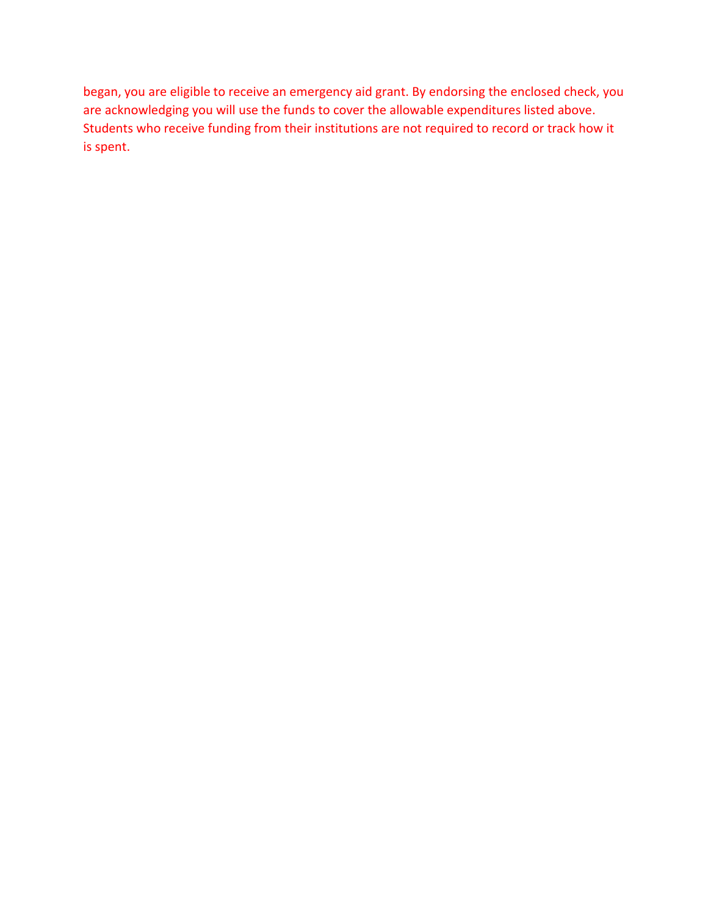began, you are eligible to receive an emergency aid grant. By endorsing the enclosed check, you are acknowledging you will use the funds to cover the allowable expenditures listed above. Students who receive funding from their institutions are not required to record or track how it is spent.